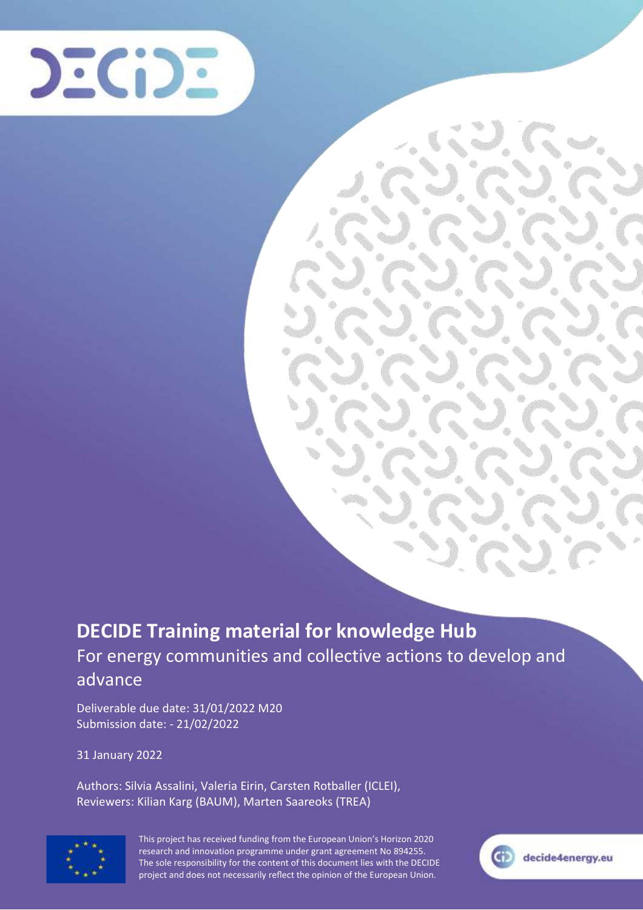# DECIDE Training material for knowledge Hub

For energy communities and collective actions to develop and advance

Deliverable due date: 31/01/2022 M20
Submission date: - 21/02/2022

31 January 2022

Authors: Silvia Assalini, Valeria Eirin, Carsten Rotballer (ICLEI),
Reviewers: Kilian Karg (BAUM), Marten Saareoks (TREA)

This project has received funding from the European Union's Horizon 2020 research and innovation programme under grant agreement No 894255. The sole responsibility for the content of this document lies with the DECIDE project and does not necessarily reflect the opinion of the European Union.

decide4energy.eu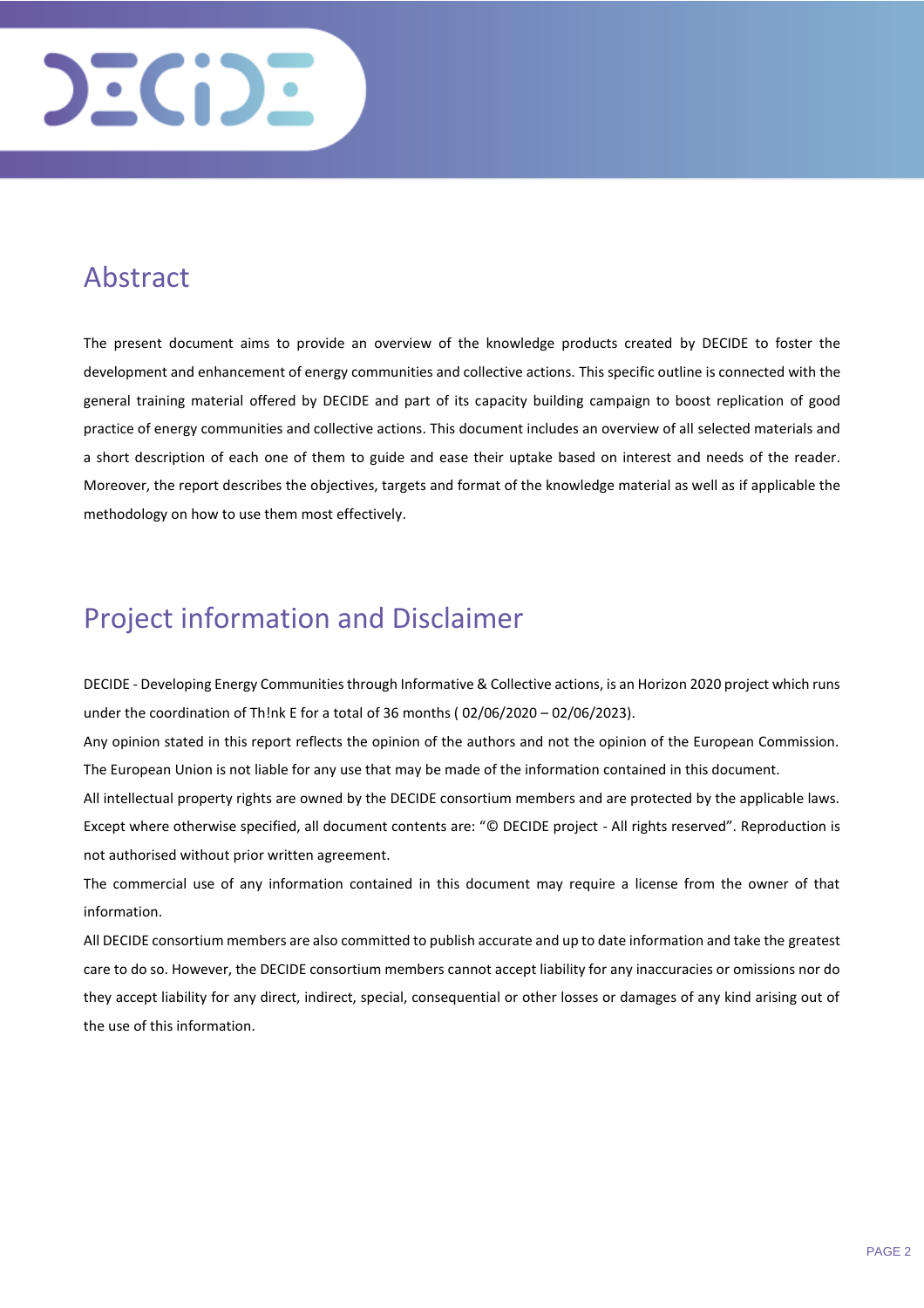## Abstract

The present document aims to provide an overview of the knowledge products created by DECIDE to foster the development and enhancement of energy communities and collective actions. This specific outline is connected with the general training material offered by DECIDE and part of its capacity building campaign to boost replication of good practice of energy communities and collective actions. This document includes an overview of all selected materials and a short description of each one of them to guide and ease their uptake based on interest and needs of the reader. Moreover, the report describes the objectives, targets and format of the knowledge material as well as if applicable the methodology on how to use them most effectively.

## Project information and Disclaimer

DECIDE - Developing Energy Communities through Informative & Collective actions, is an Horizon 2020 project which runs under the coordination of Th!nk E for a total of 36 months ( 02/06/2020 – 02/06/2023).

Any opinion stated in this report reflects the opinion of the authors and not the opinion of the European Commission. The European Union is not liable for any use that may be made of the information contained in this document.

All intellectual property rights are owned by the DECIDE consortium members and are protected by the applicable laws. Except where otherwise specified, all document contents are: "© DECIDE project - All rights reserved". Reproduction is not authorised without prior written agreement.

The commercial use of any information contained in this document may require a license from the owner of that information.

All DECIDE consortium members are also committed to publish accurate and up to date information and take the greatest care to do so. However, the DECIDE consortium members cannot accept liability for any inaccuracies or omissions nor do they accept liability for any direct, indirect, special, consequential or other losses or damages of any kind arising out of the use of this information.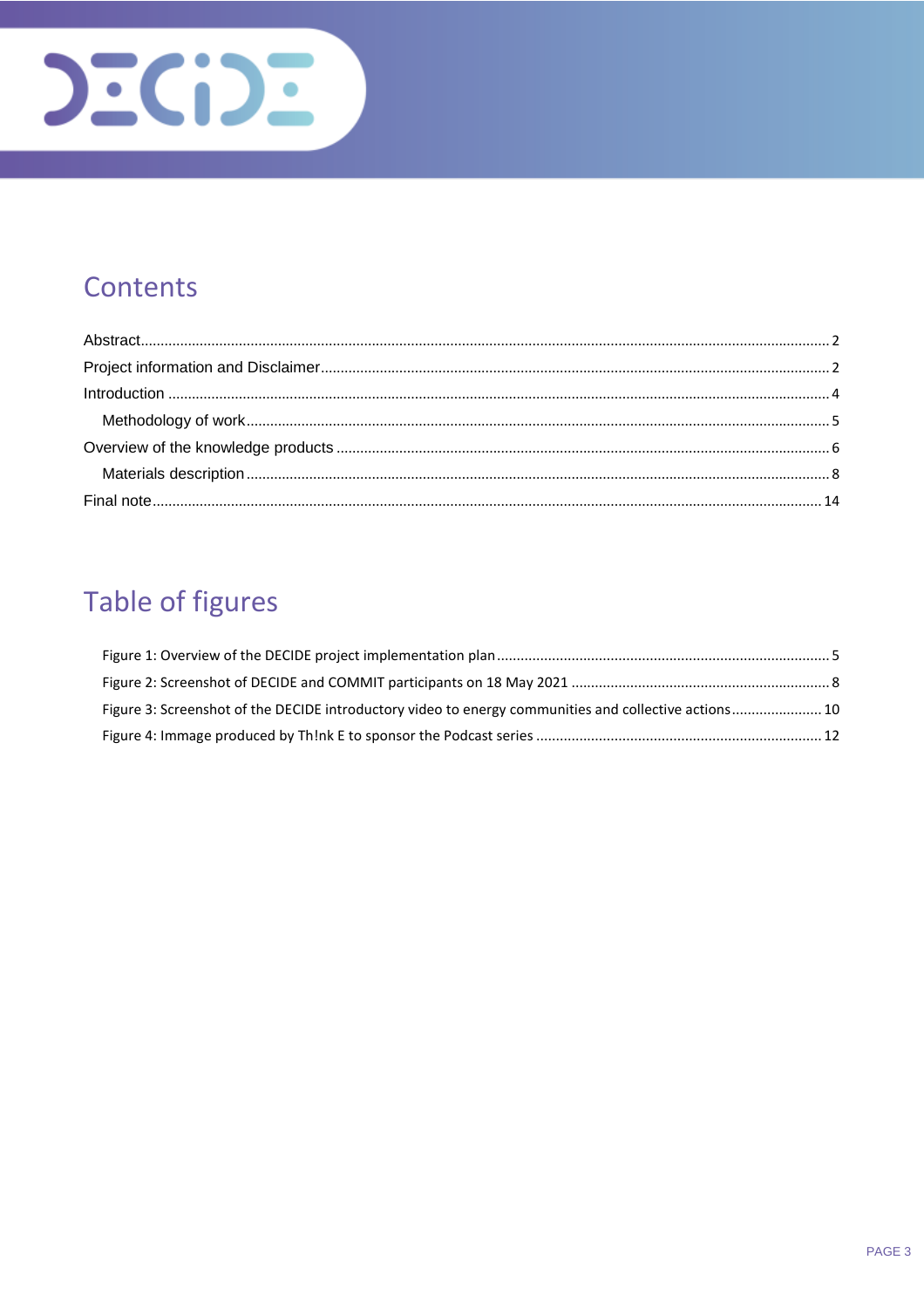# Contents

Abstract ..... 2
Project information and Disclaimer ..... 2
Introduction ..... 4
  Methodology of work ..... 5
Overview of the knowledge products ..... 6
  Materials description ..... 8
Final note ..... 14

# Table of figures

Figure 1: Overview of the DECIDE project implementation plan ..... 5
Figure 2: Screenshot of DECIDE and COMMIT participants on 18 May 2021 ..... 8
Figure 3: Screenshot of the DECIDE introductory video to energy communities and collective actions ..... 10
Figure 4: Immage produced by Th!nk E to sponsor the Podcast series ..... 12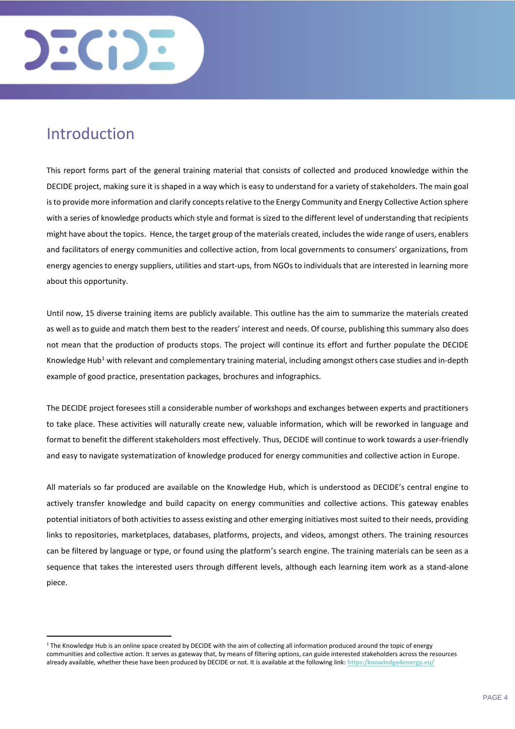# Introduction

This report forms part of the general training material that consists of collected and produced knowledge within the DECIDE project, making sure it is shaped in a way which is easy to understand for a variety of stakeholders. The main goal is to provide more information and clarify concepts relative to the Energy Community and Energy Collective Action sphere with a series of knowledge products which style and format is sized to the different level of understanding that recipients might have about the topics. Hence, the target group of the materials created, includes the wide range of users, enablers and facilitators of energy communities and collective action, from local governments to consumers' organizations, from energy agencies to energy suppliers, utilities and start-ups, from NGOs to individuals that are interested in learning more about this opportunity.

Until now, 15 diverse training items are publicly available. This outline has the aim to summarize the materials created as well as to guide and match them best to the readers' interest and needs. Of course, publishing this summary also does not mean that the production of products stops. The project will continue its effort and further populate the DECIDE Knowledge Hub[1] with relevant and complementary training material, including amongst others case studies and in-depth example of good practice, presentation packages, brochures and infographics.

The DECIDE project foresees still a considerable number of workshops and exchanges between experts and practitioners to take place. These activities will naturally create new, valuable information, which will be reworked in language and format to benefit the different stakeholders most effectively. Thus, DECIDE will continue to work towards a user-friendly and easy to navigate systematization of knowledge produced for energy communities and collective action in Europe.

All materials so far produced are available on the Knowledge Hub, which is understood as DECIDE's central engine to actively transfer knowledge and build capacity on energy communities and collective actions. This gateway enables potential initiators of both activities to assess existing and other emerging initiatives most suited to their needs, providing links to repositories, marketplaces, databases, platforms, projects, and videos, amongst others. The training resources can be filtered by language or type, or found using the platform's search engine. The training materials can be seen as a sequence that takes the interested users through different levels, although each learning item work as a stand-alone piece.

---

[1] The Knowledge Hub is an online space created by DECIDE with the aim of collecting all information produced around the topic of energy communities and collective action. It serves as gateway that, by means of filtering options, can guide interested stakeholders across the resources already available, whether these have been produced by DECIDE or not. It is available at the following link: https:/knowledge4energy.eu/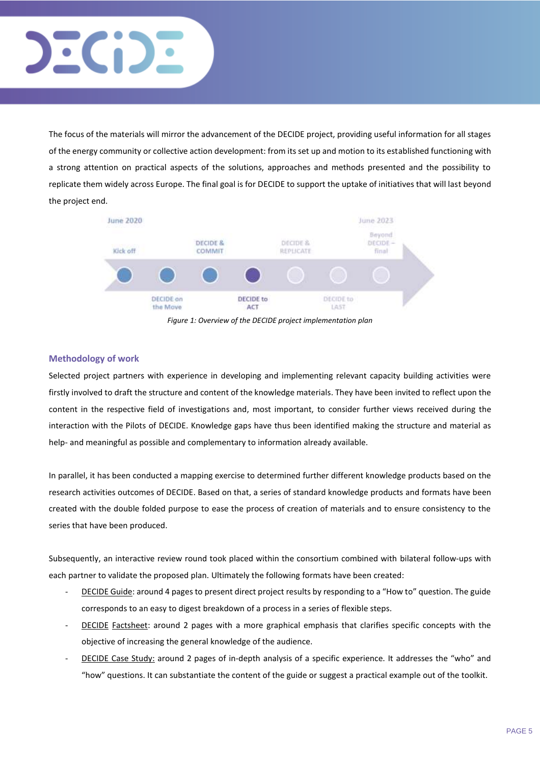The focus of the materials will mirror the advancement of the DECIDE project, providing useful information for all stages of the energy community or collective action development: from its set up and motion to its established functioning with a strong attention on practical aspects of the solutions, approaches and methods presented and the possibility to replicate them widely across Europe. The final goal is for DECIDE to support the uptake of initiatives that will last beyond the project end.

June 2020 | June 2023

Kick off — DECIDE on the Move — DECIDE & COMMIT — DECIDE to ACT — DECIDE & REPLICATE — DECIDE to LAST — Beyond DECIDE – final

*Figure 1: Overview of the DECIDE project implementation plan*

## Methodology of work

Selected project partners with experience in developing and implementing relevant capacity building activities were firstly involved to draft the structure and content of the knowledge materials. They have been invited to reflect upon the content in the respective field of investigations and, most important, to consider further views received during the interaction with the Pilots of DECIDE. Knowledge gaps have thus been identified making the structure and material as help- and meaningful as possible and complementary to information already available.

In parallel, it has been conducted a mapping exercise to determined further different knowledge products based on the research activities outcomes of DECIDE. Based on that, a series of standard knowledge products and formats have been created with the double folded purpose to ease the process of creation of materials and to ensure consistency to the series that have been produced.

Subsequently, an interactive review round took placed within the consortium combined with bilateral follow-ups with each partner to validate the proposed plan. Ultimately the following formats have been created:

- DECIDE Guide: around 4 pages to present direct project results by responding to a "How to" question. The guide corresponds to an easy to digest breakdown of a process in a series of flexible steps.
- DECIDE Factsheet: around 2 pages with a more graphical emphasis that clarifies specific concepts with the objective of increasing the general knowledge of the audience.
- DECIDE Case Study: around 2 pages of in-depth analysis of a specific experience. It addresses the "who" and "how" questions. It can substantiate the content of the guide or suggest a practical example out of the toolkit.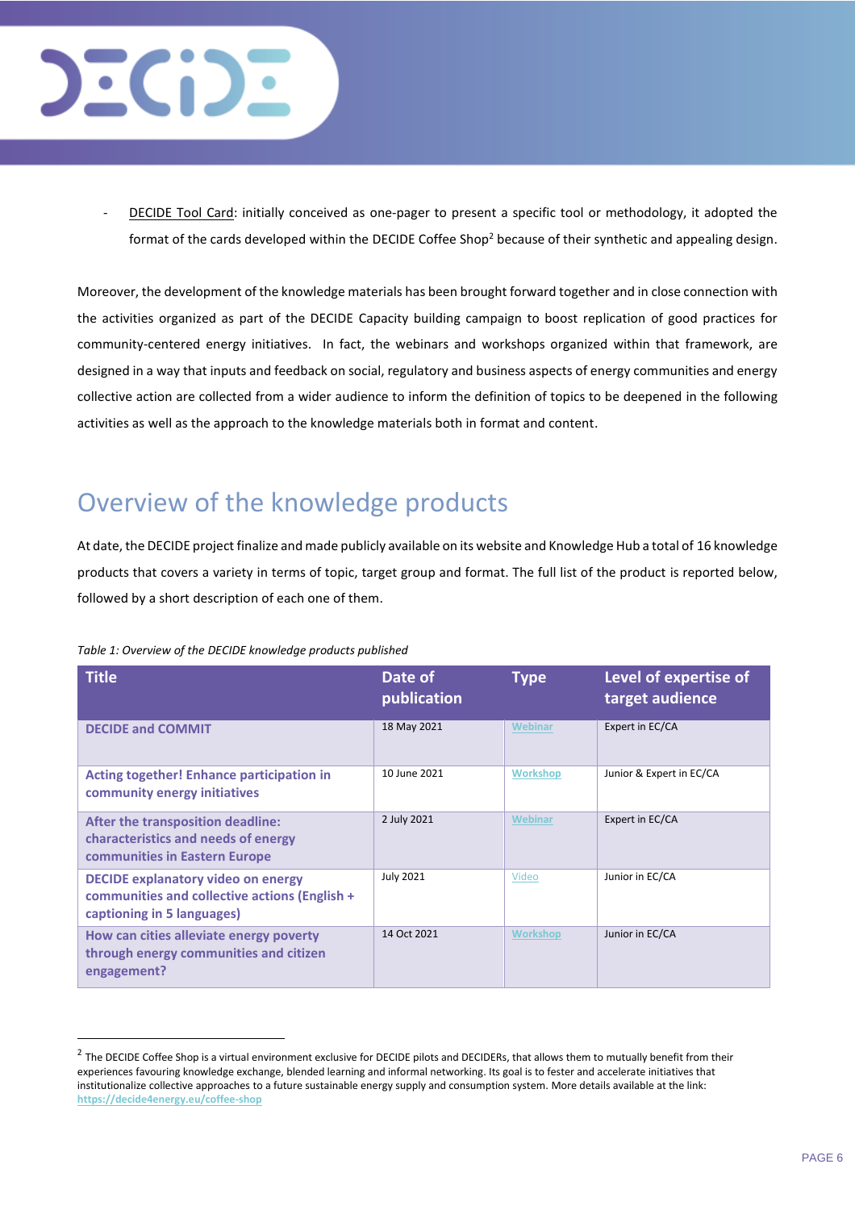- DECIDE Tool Card: initially conceived as one-pager to present a specific tool or methodology, it adopted the format of the cards developed within the DECIDE Coffee Shop[2] because of their synthetic and appealing design.

Moreover, the development of the knowledge materials has been brought forward together and in close connection with the activities organized as part of the DECIDE Capacity building campaign to boost replication of good practices for community-centered energy initiatives. In fact, the webinars and workshops organized within that framework, are designed in a way that inputs and feedback on social, regulatory and business aspects of energy communities and energy collective action are collected from a wider audience to inform the definition of topics to be deepened in the following activities as well as the approach to the knowledge materials both in format and content.

# Overview of the knowledge products

At date, the DECIDE project finalize and made publicly available on its website and Knowledge Hub a total of 16 knowledge products that covers a variety in terms of topic, target group and format. The full list of the product is reported below, followed by a short description of each one of them.

*Table 1: Overview of the DECIDE knowledge products published*

| Title | Date of publication | Type | Level of expertise of target audience |
| --- | --- | --- | --- |
| **DECIDE and COMMIT** | 18 May 2021 | Webinar | Expert in EC/CA |
| **Acting together! Enhance participation in community energy initiatives** | 10 June 2021 | Workshop | Junior & Expert in EC/CA |
| **After the transposition deadline: characteristics and needs of energy communities in Eastern Europe** | 2 July 2021 | Webinar | Expert in EC/CA |
| **DECIDE explanatory video on energy communities and collective actions (English + captioning in 5 languages)** | July 2021 | Video | Junior in EC/CA |
| **How can cities alleviate energy poverty through energy communities and citizen engagement?** | 14 Oct 2021 | Workshop | Junior in EC/CA |

[2] The DECIDE Coffee Shop is a virtual environment exclusive for DECIDE pilots and DECIDERs, that allows them to mutually benefit from their experiences favouring knowledge exchange, blended learning and informal networking. Its goal is to fester and accelerate initiatives that institutionalize collective approaches to a future sustainable energy supply and consumption system. More details available at the link: https://decide4energy.eu/coffee-shop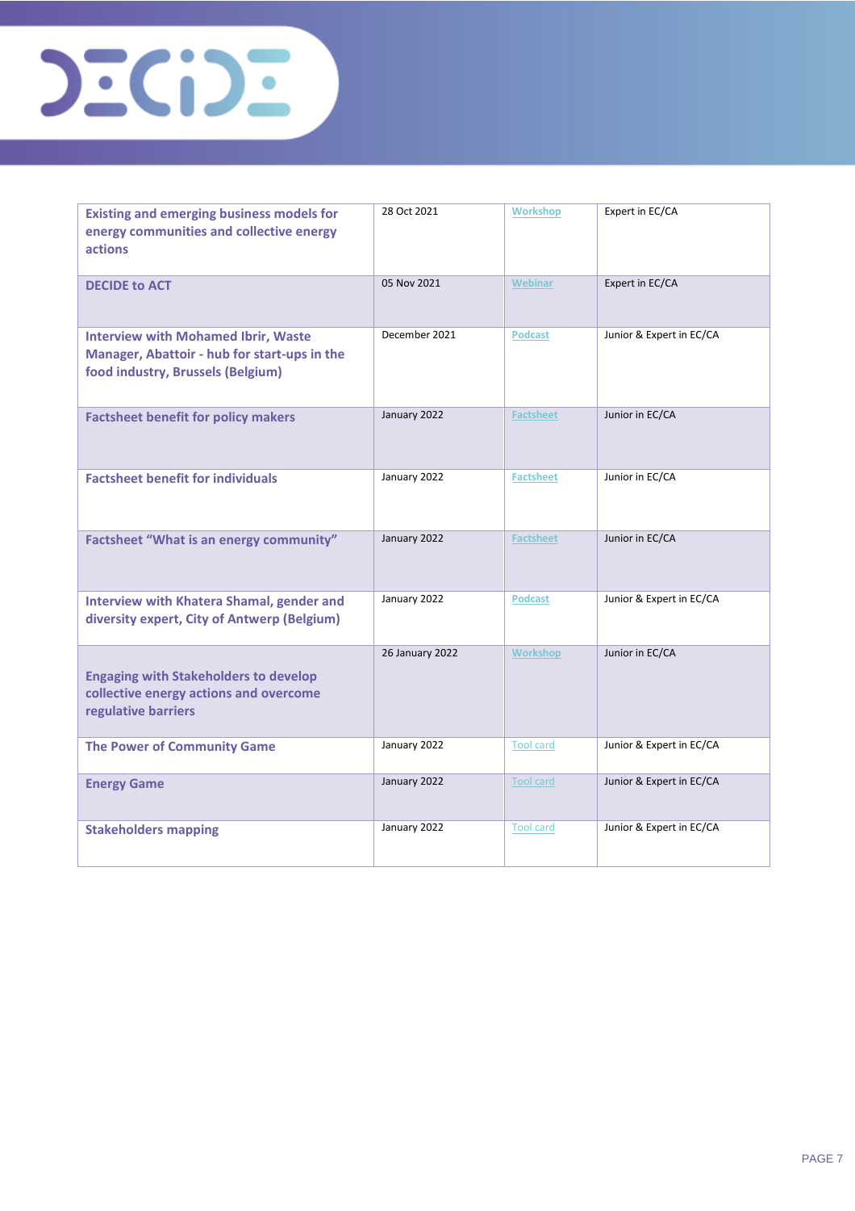| | | | |
|---|---|---|---|
| **Existing and emerging business models for energy communities and collective energy actions** | 28 Oct 2021 | Workshop | Expert in EC/CA |
| **DECIDE to ACT** | 05 Nov 2021 | Webinar | Expert in EC/CA |
| **Interview with Mohamed Ibrir, Waste Manager, Abattoir - hub for start-ups in the food industry, Brussels (Belgium)** | December 2021 | Podcast | Junior & Expert in EC/CA |
| **Factsheet benefit for policy makers** | January 2022 | Factsheet | Junior in EC/CA |
| **Factsheet benefit for individuals** | January 2022 | Factsheet | Junior in EC/CA |
| **Factsheet "What is an energy community"** | January 2022 | Factsheet | Junior in EC/CA |
| **Interview with Khatera Shamal, gender and diversity expert, City of Antwerp (Belgium)** | January 2022 | Podcast | Junior & Expert in EC/CA |
| **Engaging with Stakeholders to develop collective energy actions and overcome regulative barriers** | 26 January 2022 | Workshop | Junior in EC/CA |
| **The Power of Community Game** | January 2022 | Tool card | Junior & Expert in EC/CA |
| **Energy Game** | January 2022 | Tool card | Junior & Expert in EC/CA |
| **Stakeholders mapping** | January 2022 | Tool card | Junior & Expert in EC/CA |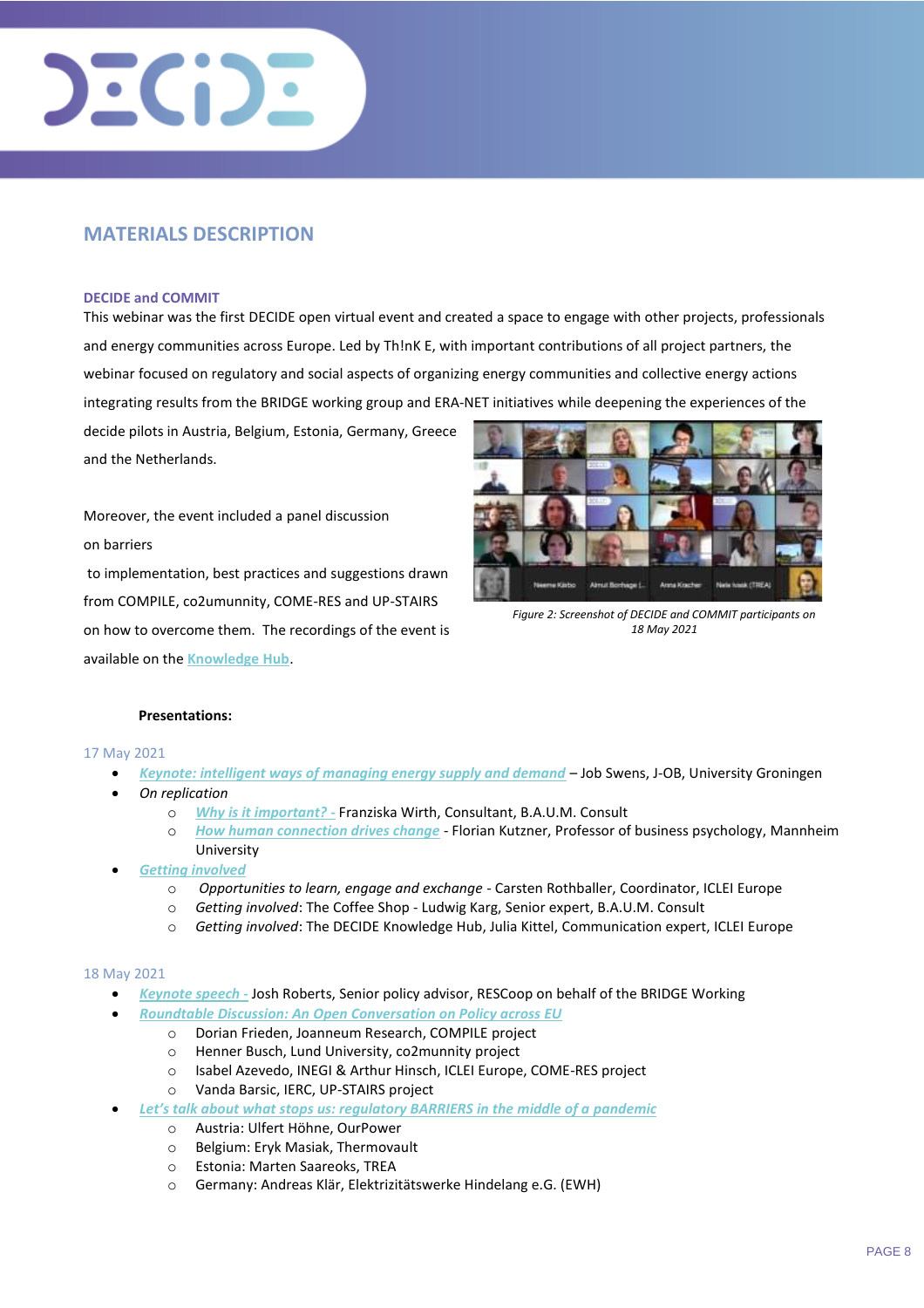## MATERIALS DESCRIPTION

### DECIDE and COMMIT

This webinar was the first DECIDE open virtual event and created a space to engage with other projects, professionals and energy communities across Europe. Led by Th!nK E, with important contributions of all project partners, the webinar focused on regulatory and social aspects of organizing energy communities and collective energy actions integrating results from the BRIDGE working group and ERA-NET initiatives while deepening the experiences of the decide pilots in Austria, Belgium, Estonia, Germany, Greece and the Netherlands.

Moreover, the event included a panel discussion on barriers to implementation, best practices and suggestions drawn from COMPILE, co2umunnity, COME-RES and UP-STAIRS on how to overcome them. The recordings of the event is available on the Knowledge Hub.

*Figure 2: Screenshot of DECIDE and COMMIT participants on 18 May 2021*

**Presentations:**

17 May 2021

- *Keynote: intelligent ways of managing energy supply and demand* – Job Swens, J-OB, University Groningen
- *On replication*
  - *Why is it important? -* Franziska Wirth, Consultant, B.A.U.M. Consult
  - *How human connection drives change* - Florian Kutzner, Professor of business psychology, Mannheim University
- *Getting involved*
  - *Opportunities to learn, engage and exchange* - Carsten Rothballer, Coordinator, ICLEI Europe
  - *Getting involved*: The Coffee Shop - Ludwig Karg, Senior expert, B.A.U.M. Consult
  - *Getting involved*: The DECIDE Knowledge Hub, Julia Kittel, Communication expert, ICLEI Europe

18 May 2021

- *Keynote speech -* Josh Roberts, Senior policy advisor, RESCoop on behalf of the BRIDGE Working
- *Roundtable Discussion: An Open Conversation on Policy across EU*
  - Dorian Frieden, Joanneum Research, COMPILE project
  - Henner Busch, Lund University, co2munnity project
  - Isabel Azevedo, INEGI & Arthur Hinsch, ICLEI Europe, COME-RES project
  - Vanda Barsic, IERC, UP-STAIRS project
- *Let's talk about what stops us: regulatory BARRIERS in the middle of a pandemic*
  - Austria: Ulfert Höhne, OurPower
  - Belgium: Eryk Masiak, Thermovault
  - Estonia: Marten Saareoks, TREA
  - Germany: Andreas Klär, Elektrizitätswerke Hindelang e.G. (EWH)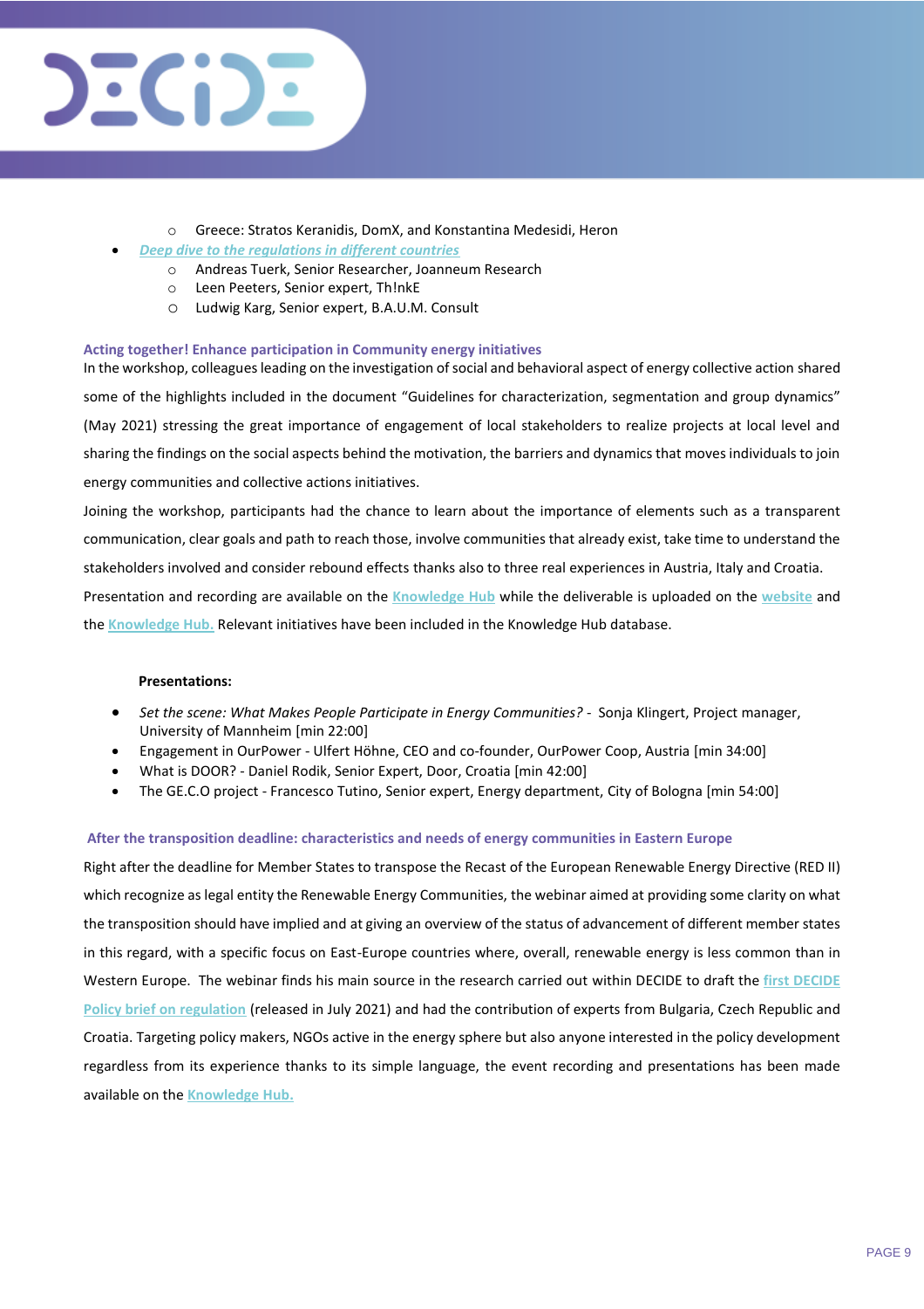- Greece: Stratos Keranidis, DomX, and Konstantina Medesidi, Heron
- *Deep dive to the regulations in different countries*
    - Andreas Tuerk, Senior Researcher, Joanneum Research
    - Leen Peeters, Senior expert, Th!nkE
    - Ludwig Karg, Senior expert, B.A.U.M. Consult

### Acting together! Enhance participation in Community energy initiatives

In the workshop, colleagues leading on the investigation of social and behavioral aspect of energy collective action shared some of the highlights included in the document "Guidelines for characterization, segmentation and group dynamics" (May 2021) stressing the great importance of engagement of local stakeholders to realize projects at local level and sharing the findings on the social aspects behind the motivation, the barriers and dynamics that moves individuals to join energy communities and collective actions initiatives.

Joining the workshop, participants had the chance to learn about the importance of elements such as a transparent communication, clear goals and path to reach those, involve communities that already exist, take time to understand the stakeholders involved and consider rebound effects thanks also to three real experiences in Austria, Italy and Croatia.

Presentation and recording are available on the Knowledge Hub while the deliverable is uploaded on the website and the Knowledge Hub. Relevant initiatives have been included in the Knowledge Hub database.

**Presentations:**

- *Set the scene: What Makes People Participate in Energy Communities?* - Sonja Klingert, Project manager, University of Mannheim [min 22:00]
- Engagement in OurPower - Ulfert Höhne, CEO and co-founder, OurPower Coop, Austria [min 34:00]
- What is DOOR? - Daniel Rodik, Senior Expert, Door, Croatia [min 42:00]
- The GE.C.O project - Francesco Tutino, Senior expert, Energy department, City of Bologna [min 54:00]

### After the transposition deadline: characteristics and needs of energy communities in Eastern Europe

Right after the deadline for Member States to transpose the Recast of the European Renewable Energy Directive (RED II) which recognize as legal entity the Renewable Energy Communities, the webinar aimed at providing some clarity on what the transposition should have implied and at giving an overview of the status of advancement of different member states in this regard, with a specific focus on East-Europe countries where, overall, renewable energy is less common than in Western Europe. The webinar finds his main source in the research carried out within DECIDE to draft the first DECIDE Policy brief on regulation (released in July 2021) and had the contribution of experts from Bulgaria, Czech Republic and Croatia. Targeting policy makers, NGOs active in the energy sphere but also anyone interested in the policy development regardless from its experience thanks to its simple language, the event recording and presentations has been made available on the Knowledge Hub.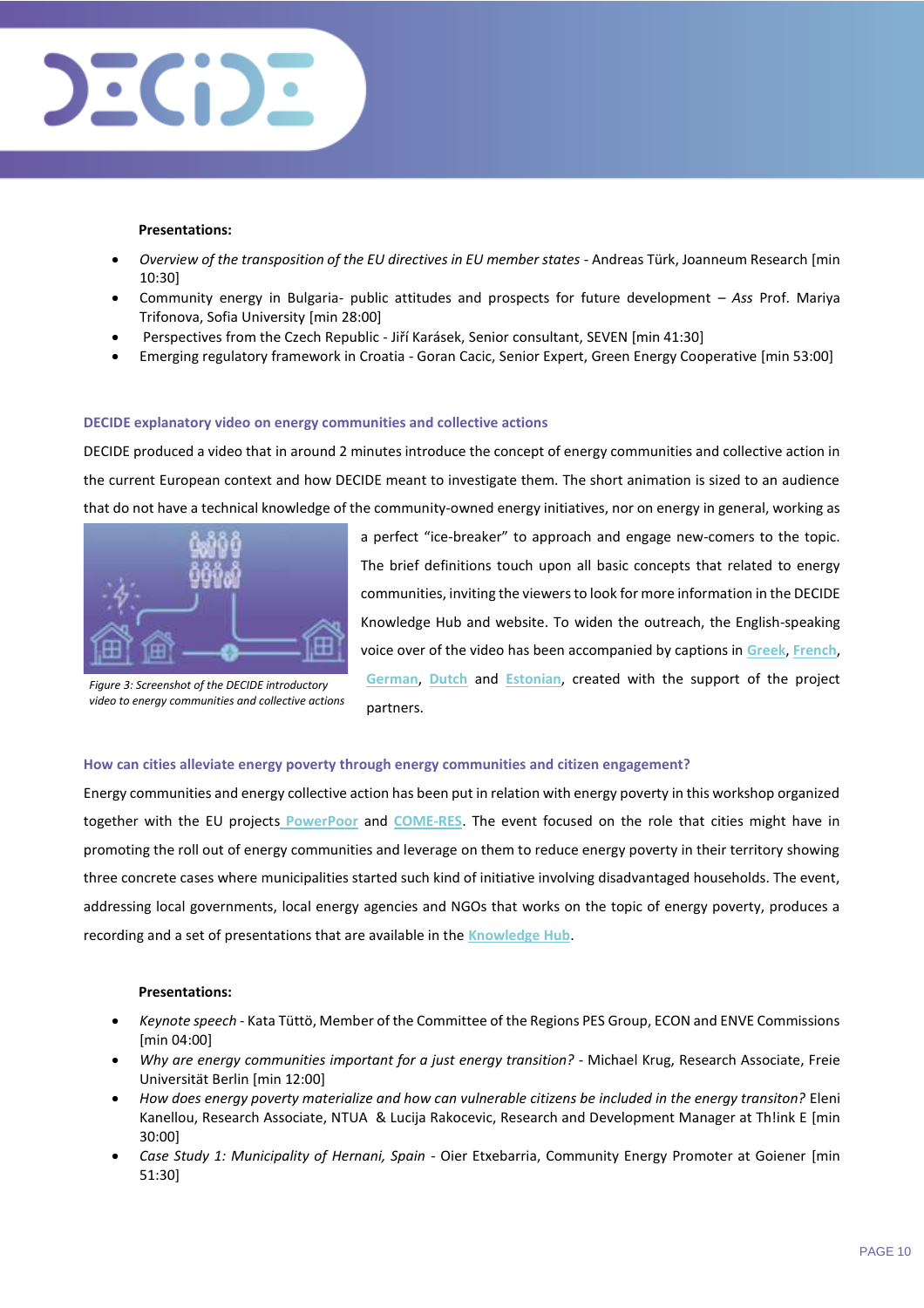**Presentations:**

- *Overview of the transposition of the EU directives in EU member states* - Andreas Türk, Joanneum Research [min 10:30]
- Community energy in Bulgaria- public attitudes and prospects for future development – *Ass* Prof. Mariya Trifonova, Sofia University [min 28:00]
- Perspectives from the Czech Republic - Jiří Karásek, Senior consultant, SEVEN [min 41:30]
- Emerging regulatory framework in Croatia - Goran Cacic, Senior Expert, Green Energy Cooperative [min 53:00]

**DECIDE explanatory video on energy communities and collective actions**

DECIDE produced a video that in around 2 minutes introduce the concept of energy communities and collective action in the current European context and how DECIDE meant to investigate them. The short animation is sized to an audience that do not have a technical knowledge of the community-owned energy initiatives, nor on energy in general, working as a perfect "ice-breaker" to approach and engage new-comers to the topic. The brief definitions touch upon all basic concepts that related to energy communities, inviting the viewers to look for more information in the DECIDE Knowledge Hub and website. To widen the outreach, the English-speaking voice over of the video has been accompanied by captions in Greek, French, German, Dutch and Estonian, created with the support of the project partners.

*Figure 3: Screenshot of the DECIDE introductory video to energy communities and collective actions*

**How can cities alleviate energy poverty through energy communities and citizen engagement?**

Energy communities and energy collective action has been put in relation with energy poverty in this workshop organized together with the EU projects PowerPoor and COME-RES. The event focused on the role that cities might have in promoting the roll out of energy communities and leverage on them to reduce energy poverty in their territory showing three concrete cases where municipalities started such kind of initiative involving disadvantaged households. The event, addressing local governments, local energy agencies and NGOs that works on the topic of energy poverty, produces a recording and a set of presentations that are available in the Knowledge Hub.

**Presentations:**

- *Keynote speech* - Kata Tüttö, Member of the Committee of the Regions PES Group, ECON and ENVE Commissions [min 04:00]
- *Why are energy communities important for a just energy transition?* - Michael Krug, Research Associate, Freie Universität Berlin [min 12:00]
- *How does energy poverty materialize and how can vulnerable citizens be included in the energy transiton?* Eleni Kanellou, Research Associate, NTUA & Lucija Rakocevic, Research and Development Manager at Th!ink E [min 30:00]
- *Case Study 1: Municipality of Hernani, Spain* - Oier Etxebarria, Community Energy Promoter at Goiener [min 51:30]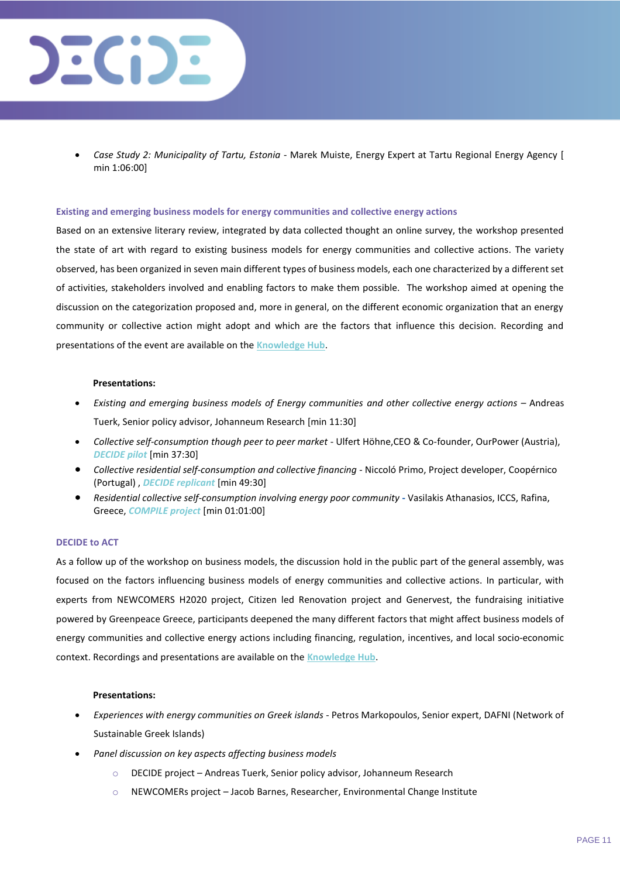- *Case Study 2: Municipality of Tartu, Estonia* - Marek Muiste, Energy Expert at Tartu Regional Energy Agency [ min 1:06:00]

### Existing and emerging business models for energy communities and collective energy actions

Based on an extensive literary review, integrated by data collected thought an online survey, the workshop presented the state of art with regard to existing business models for energy communities and collective actions. The variety observed, has been organized in seven main different types of business models, each one characterized by a different set of activities, stakeholders involved and enabling factors to make them possible. The workshop aimed at opening the discussion on the categorization proposed and, more in general, on the different economic organization that an energy community or collective action might adopt and which are the factors that influence this decision. Recording and presentations of the event are available on the Knowledge Hub.

**Presentations:**

- *Existing and emerging business models of Energy communities and other collective energy actions* – Andreas Tuerk, Senior policy advisor, Johanneum Research [min 11:30]
- *Collective self-consumption though peer to peer market* - Ulfert Höhne,CEO & Co-founder, OurPower (Austria), *DECIDE pilot* [min 37:30]
- *Collective residential self-consumption and collective financing* - Niccoló Primo, Project developer, Coopérnico (Portugal) , *DECIDE replicant* [min 49:30]
- *Residential collective self-consumption involving energy poor community* - Vasilakis Athanasios, ICCS, Rafina, Greece, *COMPILE project* [min 01:01:00]

### DECIDE to ACT

As a follow up of the workshop on business models, the discussion hold in the public part of the general assembly, was focused on the factors influencing business models of energy communities and collective actions. In particular, with experts from NEWCOMERS H2020 project, Citizen led Renovation project and Genervest, the fundraising initiative powered by Greenpeace Greece, participants deepened the many different factors that might affect business models of energy communities and collective energy actions including financing, regulation, incentives, and local socio-economic context. Recordings and presentations are available on the Knowledge Hub.

**Presentations:**

- *Experiences with energy communities on Greek islands* - Petros Markopoulos, Senior expert, DAFNI (Network of Sustainable Greek Islands)
- *Panel discussion on key aspects affecting business models*
  - DECIDE project – Andreas Tuerk, Senior policy advisor, Johanneum Research
  - NEWCOMERs project – Jacob Barnes, Researcher, Environmental Change Institute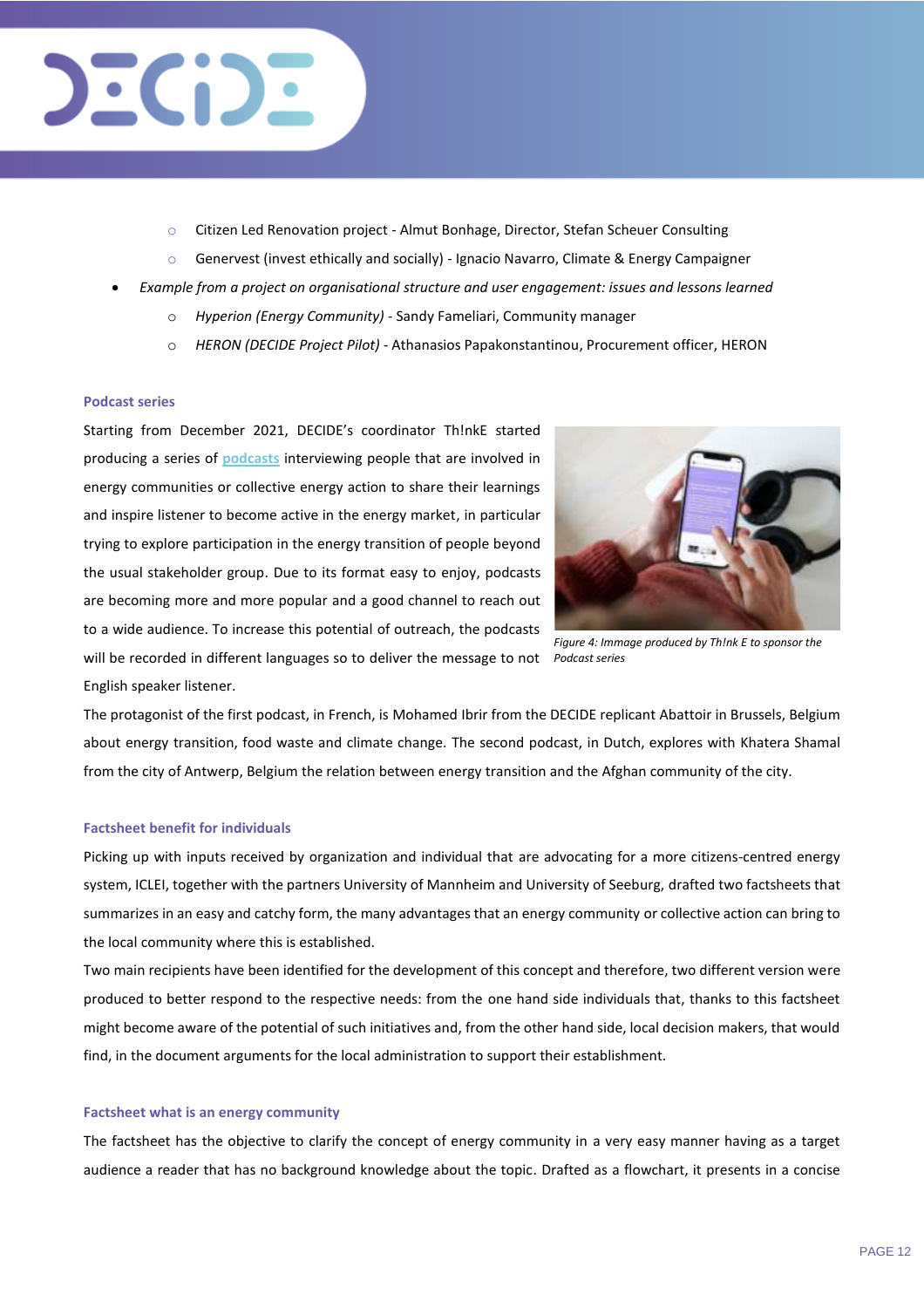- Citizen Led Renovation project - Almut Bonhage, Director, Stefan Scheuer Consulting
  - Genervest (invest ethically and socially) - Ignacio Navarro, Climate & Energy Campaigner
- *Example from a project on organisational structure and user engagement: issues and lessons learned*
  - *Hyperion (Energy Community)* - Sandy Fameliari, Community manager
  - *HERON (DECIDE Project Pilot)* - Athanasios Papakonstantinou, Procurement officer, HERON

### Podcast series

Starting from December 2021, DECIDE's coordinator Th!nkE started producing a series of podcasts interviewing people that are involved in energy communities or collective energy action to share their learnings and inspire listener to become active in the energy market, in particular trying to explore participation in the energy transition of people beyond the usual stakeholder group. Due to its format easy to enjoy, podcasts are becoming more and more popular and a good channel to reach out to a wide audience. To increase this potential of outreach, the podcasts will be recorded in different languages so to deliver the message to not English speaker listener.

*Figure 4: Immage produced by Th!nk E to sponsor the Podcast series*

The protagonist of the first podcast, in French, is Mohamed Ibrir from the DECIDE replicant Abattoir in Brussels, Belgium about energy transition, food waste and climate change. The second podcast, in Dutch, explores with Khatera Shamal from the city of Antwerp, Belgium the relation between energy transition and the Afghan community of the city.

### Factsheet benefit for individuals

Picking up with inputs received by organization and individual that are advocating for a more citizens-centred energy system, ICLEI, together with the partners University of Mannheim and University of Seeburg, drafted two factsheets that summarizes in an easy and catchy form, the many advantages that an energy community or collective action can bring to the local community where this is established.

Two main recipients have been identified for the development of this concept and therefore, two different version were produced to better respond to the respective needs: from the one hand side individuals that, thanks to this factsheet might become aware of the potential of such initiatives and, from the other hand side, local decision makers, that would find, in the document arguments for the local administration to support their establishment.

### Factsheet what is an energy community

The factsheet has the objective to clarify the concept of energy community in a very easy manner having as a target audience a reader that has no background knowledge about the topic. Drafted as a flowchart, it presents in a concise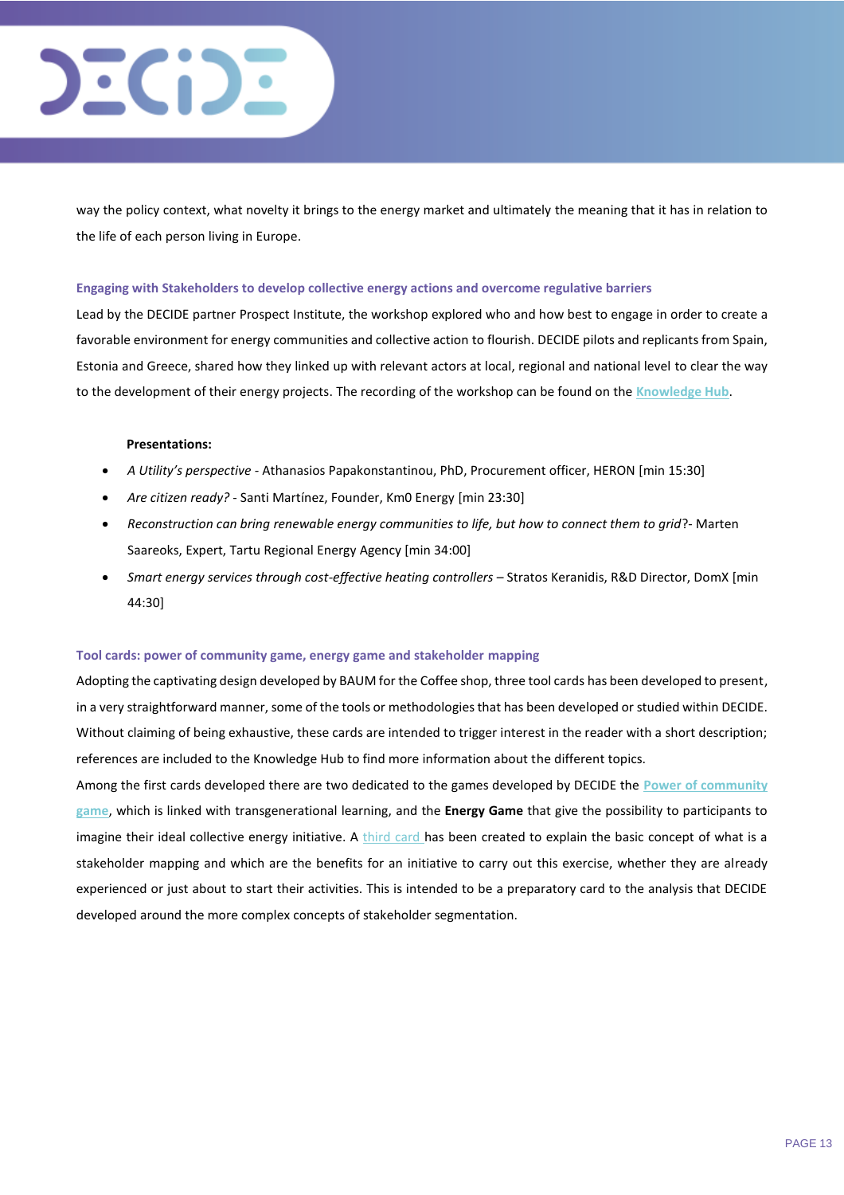way the policy context, what novelty it brings to the energy market and ultimately the meaning that it has in relation to the life of each person living in Europe.

### Engaging with Stakeholders to develop collective energy actions and overcome regulative barriers

Lead by the DECIDE partner Prospect Institute, the workshop explored who and how best to engage in order to create a favorable environment for energy communities and collective action to flourish. DECIDE pilots and replicants from Spain, Estonia and Greece, shared how they linked up with relevant actors at local, regional and national level to clear the way to the development of their energy projects. The recording of the workshop can be found on the **Knowledge Hub**.

**Presentations:**

- *A Utility's perspective* - Athanasios Papakonstantinou, PhD, Procurement officer, HERON [min 15:30]
- *Are citizen ready?* - Santi Martínez, Founder, Km0 Energy [min 23:30]
- *Reconstruction can bring renewable energy communities to life, but how to connect them to grid*?- Marten Saareoks, Expert, Tartu Regional Energy Agency [min 34:00]
- *Smart energy services through cost-effective heating controllers* – Stratos Keranidis, R&D Director, DomX [min 44:30]

### Tool cards: power of community game, energy game and stakeholder mapping

Adopting the captivating design developed by BAUM for the Coffee shop, three tool cards has been developed to present, in a very straightforward manner, some of the tools or methodologies that has been developed or studied within DECIDE. Without claiming of being exhaustive, these cards are intended to trigger interest in the reader with a short description; references are included to the Knowledge Hub to find more information about the different topics.

Among the first cards developed there are two dedicated to the games developed by DECIDE the **Power of community game**, which is linked with transgenerational learning, and the **Energy Game** that give the possibility to participants to imagine their ideal collective energy initiative. A third card has been created to explain the basic concept of what is a stakeholder mapping and which are the benefits for an initiative to carry out this exercise, whether they are already experienced or just about to start their activities. This is intended to be a preparatory card to the analysis that DECIDE developed around the more complex concepts of stakeholder segmentation.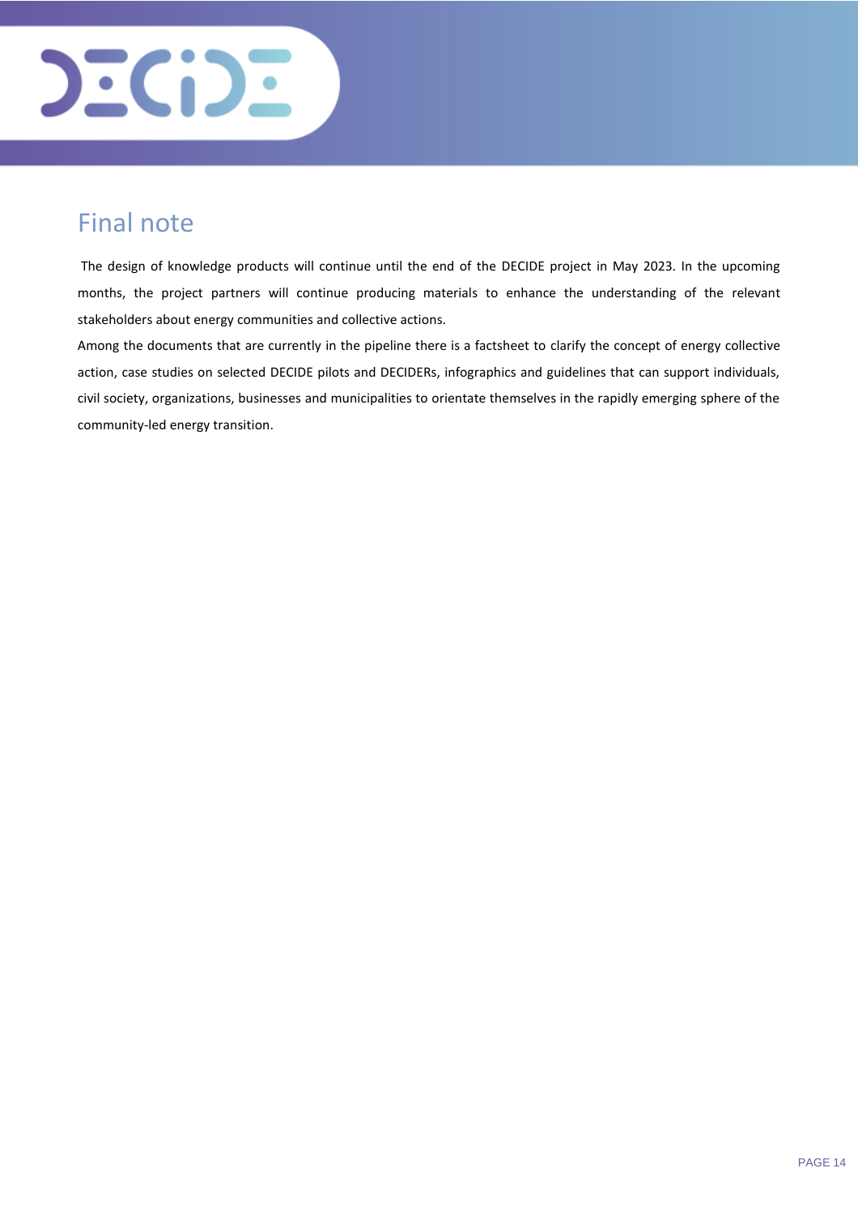## Final note

The design of knowledge products will continue until the end of the DECIDE project in May 2023. In the upcoming months, the project partners will continue producing materials to enhance the understanding of the relevant stakeholders about energy communities and collective actions.

Among the documents that are currently in the pipeline there is a factsheet to clarify the concept of energy collective action, case studies on selected DECIDE pilots and DECIDERs, infographics and guidelines that can support individuals, civil society, organizations, businesses and municipalities to orientate themselves in the rapidly emerging sphere of the community-led energy transition.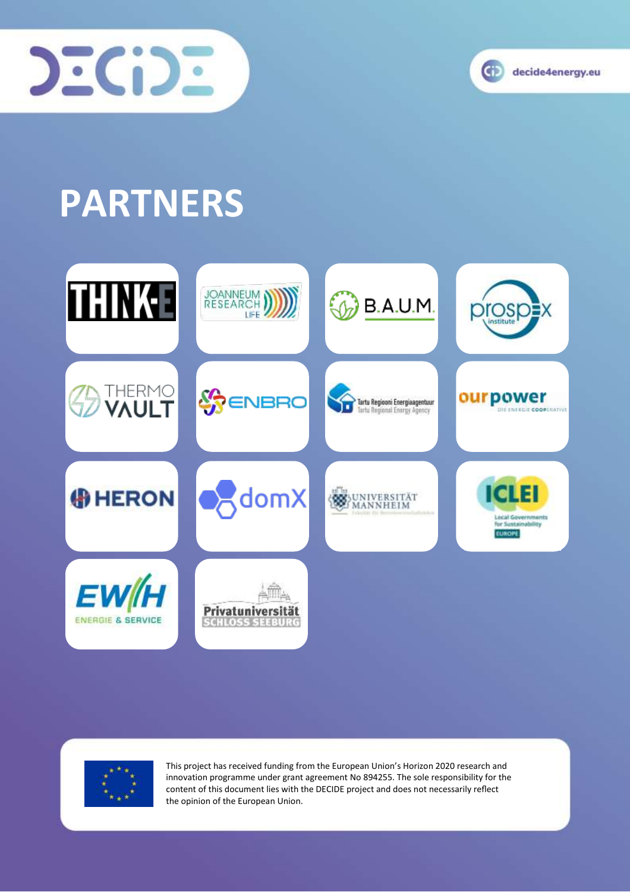# PARTNERS

THINK-E

JOANNEUM RESEARCH LIFE

B.A.U.M.

prospex institute

THERMO VAULT

ENBRO

Tartu Regiooni Energiaagentuur
Tartu Regional Energy Agency

ourpower
DIE ENERGIE COOPERATIVE

HERON

domX

UNIVERSITÄT MANNHEIM

ICLEI
Local Governments for Sustainability
EUROPE

EWH
ENERGIE & SERVICE

Privatuniversität
SCHLOSS SEEBURG

This project has received funding from the European Union's Horizon 2020 research and innovation programme under grant agreement No 894255. The sole responsibility for the content of this document lies with the DECIDE project and does not necessarily reflect the opinion of the European Union.